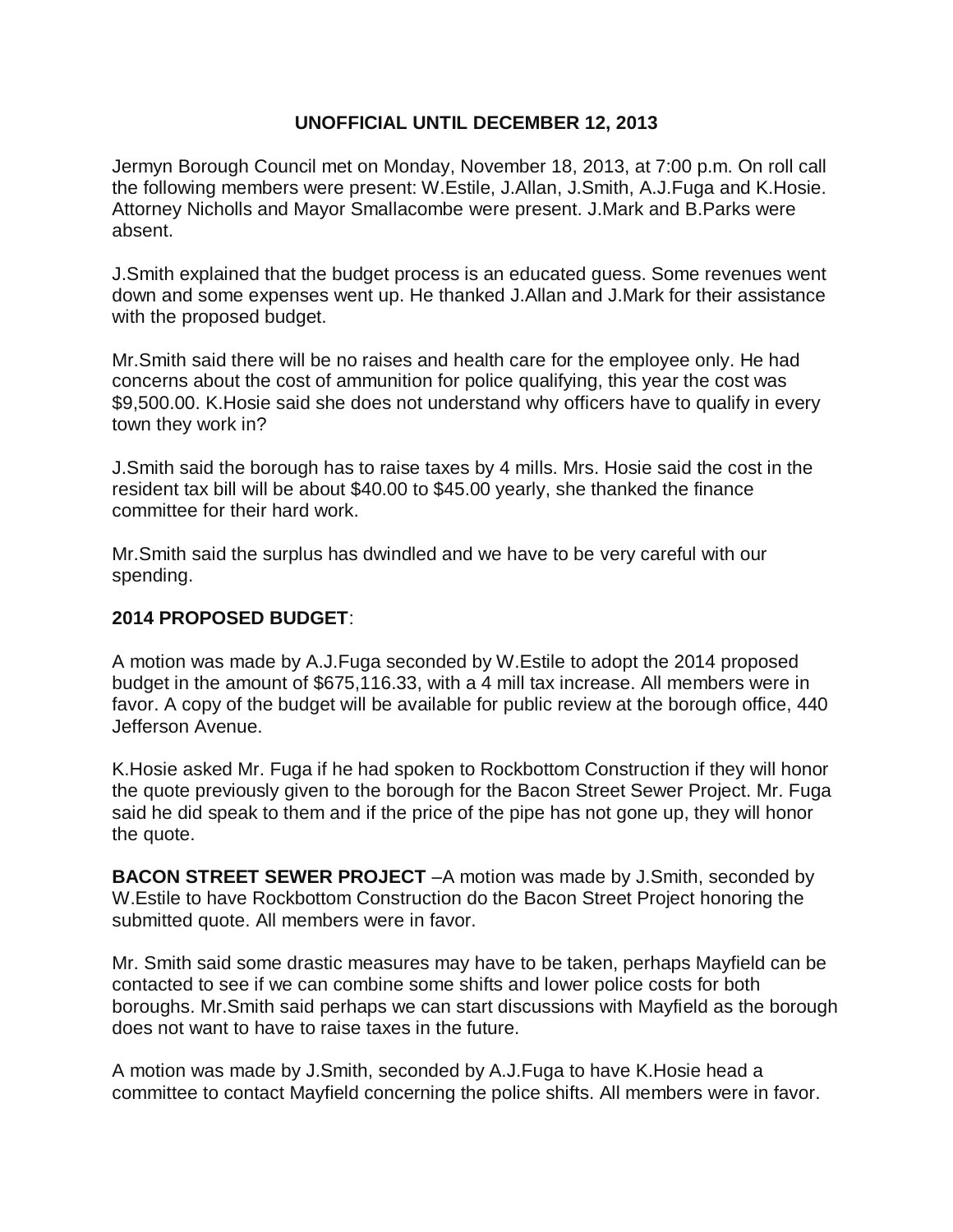**UNOFFICIAL UNTIL DECEMBER 12, 2013**

Jermyn Borough Council met on Monday, November 18, 2013, at 7:00 p.m. On roll call the following members were present: W.Estile, J.Allan, J.Smith, A.J.Fuga and K.Hosie. Attorney Nicholls and Mayor Smallacombe were present. J.Mark and B.Parks were absent.

J.Smith explained that the budget process is an educated guess. Some revenues went down and some expenses went up. He thanked J.Allan and J.Mark for their assistance with the proposed budget.

Mr.Smith said there will be no raises and health care for the employee only. He had concerns about the cost of ammunition for police qualifying, this year the cost was $9,500.00. K.Hosie said she does not understand why officers have to qualify in every town they work in?

J.Smith said the borough has to raise taxes by 4 mills. Mrs. Hosie said the cost in the resident tax bill will be about $40.00 to $45.00 yearly, she thanked the finance committee for their hard work.

Mr.Smith said the surplus has dwindled and we have to be very careful with our spending.

**2014 PROPOSED BUDGET**:

A motion was made by A.J.Fuga seconded by W.Estile to adopt the 2014 proposed budget in the amount of $675,116.33, with a 4 mill tax increase. All members were in favor. A copy of the budget will be available for public review at the borough office, 440 Jefferson Avenue.

K.Hosie asked Mr. Fuga if he had spoken to Rockbottom Construction if they will honor the quote previously given to the borough for the Bacon Street Sewer Project. Mr. Fuga said he did speak to them and if the price of the pipe has not gone up, they will honor the quote.

**BACON STREET SEWER PROJECT** –A motion was made by J.Smith, seconded by W.Estile to have Rockbottom Construction do the Bacon Street Project honoring the submitted quote. All members were in favor.

Mr. Smith said some drastic measures may have to be taken, perhaps Mayfield can be contacted to see if we can combine some shifts and lower police costs for both boroughs. Mr.Smith said perhaps we can start discussions with Mayfield as the borough does not want to have to raise taxes in the future.

A motion was made by J.Smith, seconded by A.J.Fuga to have K.Hosie head a committee to contact Mayfield concerning the police shifts. All members were in favor.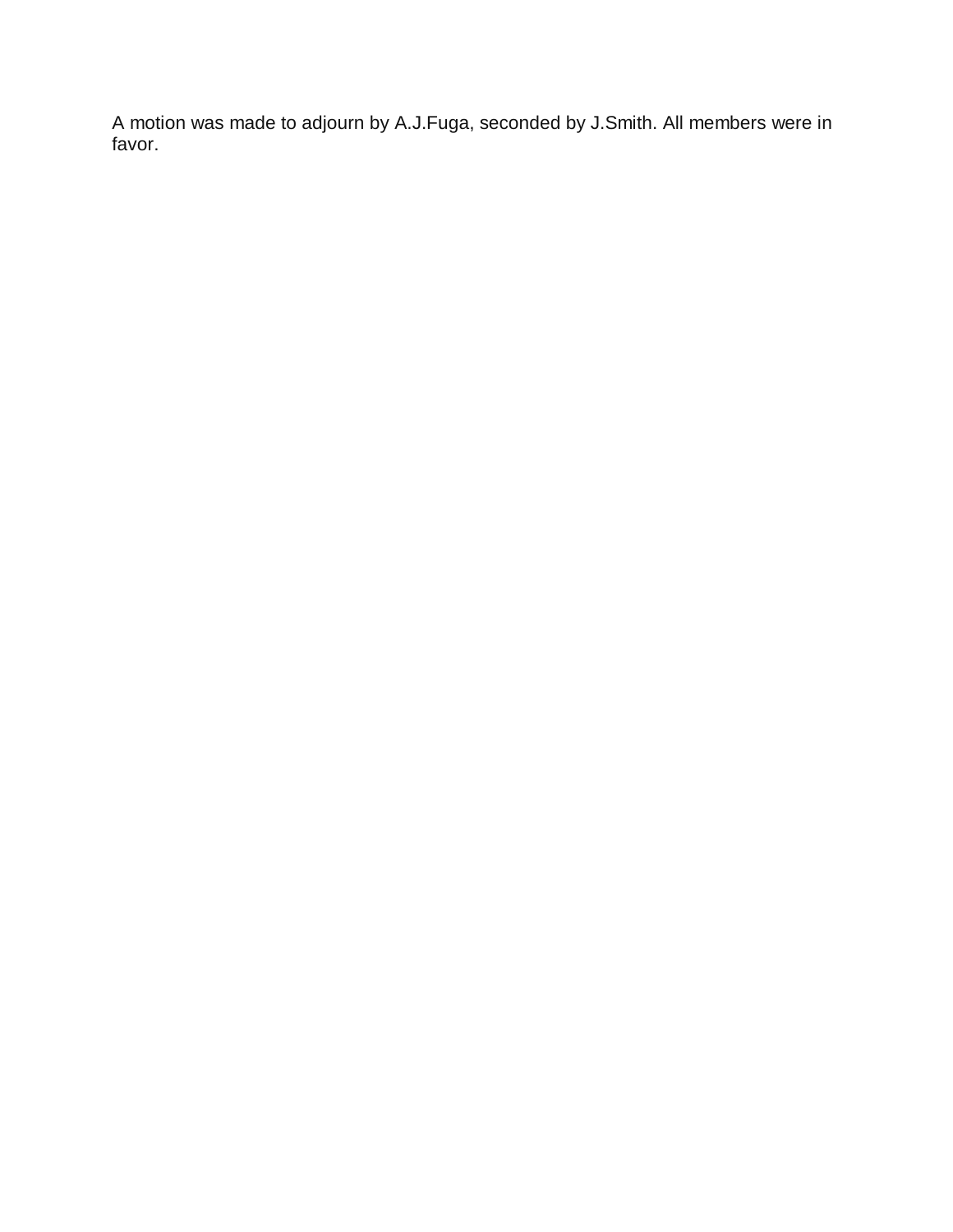A motion was made to adjourn by A.J.Fuga, seconded by J.Smith. All members were in favor.